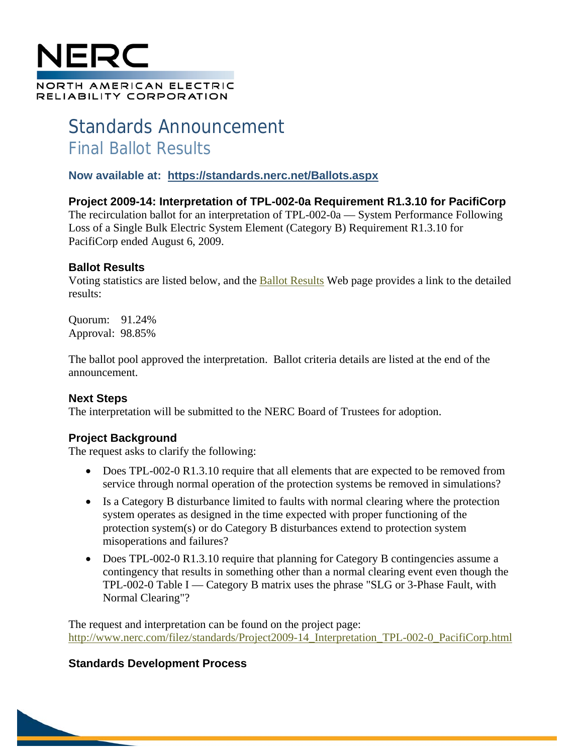NERC

NORTH AMERICAN ELECTRIC RELIABILITY CORPORATION

# Standards Announcement

## Final Ballot Results

**Now available at: https://standards.nerc.net/Ballots.aspx**

### Project 2009-14: Interpretation of TPL-002-0a Requirement R1.3.10 for PacifiCorp

The recirculation ballot for an interpretation of TPL-002-0a — System Performance Following Loss of a Single Bulk Electric System Element (Category B) Requirement R1.3.10 for PacifiCorp ended August 6, 2009.

### Ballot Results

Voting statistics are listed below, and the Ballot Results Web page provides a link to the detailed results:

Quorum: 91.24%
Approval: 98.85%

The ballot pool approved the interpretation. Ballot criteria details are listed at the end of the announcement.

### Next Steps

The interpretation will be submitted to the NERC Board of Trustees for adoption.

### Project Background

The request asks to clarify the following:

- Does TPL-002-0 R1.3.10 require that all elements that are expected to be removed from service through normal operation of the protection systems be removed in simulations?
- Is a Category B disturbance limited to faults with normal clearing where the protection system operates as designed in the time expected with proper functioning of the protection system(s) or do Category B disturbances extend to protection system misoperations and failures?
- Does TPL-002-0 R1.3.10 require that planning for Category B contingencies assume a contingency that results in something other than a normal clearing event even though the TPL-002-0 Table I — Category B matrix uses the phrase "SLG or 3-Phase Fault, with Normal Clearing"?

The request and interpretation can be found on the project page:
http://www.nerc.com/filez/standards/Project2009-14_Interpretation_TPL-002-0_PacifiCorp.html

### Standards Development Process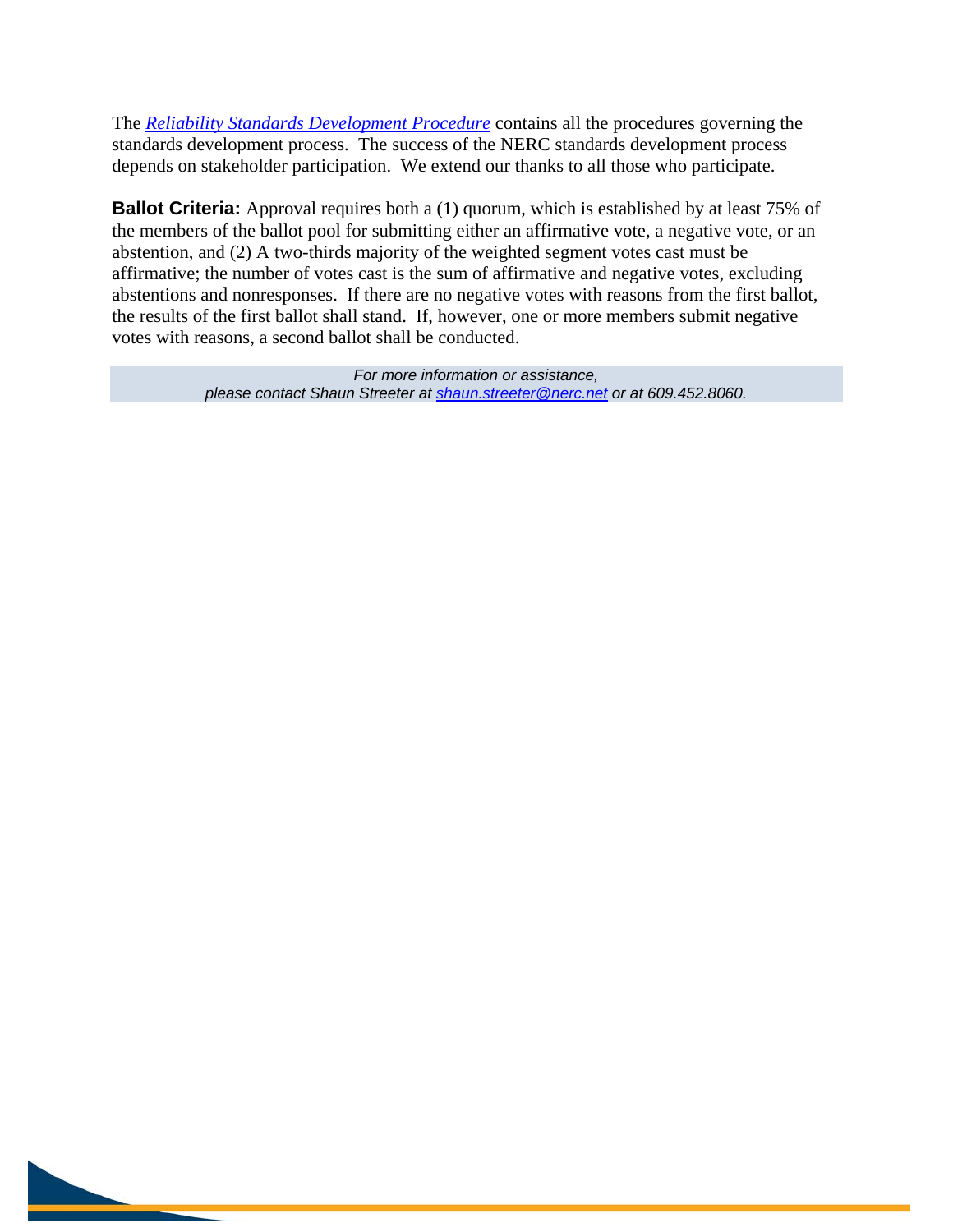The *Reliability Standards Development Procedure* contains all the procedures governing the standards development process. The success of the NERC standards development process depends on stakeholder participation. We extend our thanks to all those who participate.

**Ballot Criteria:** Approval requires both a (1) quorum, which is established by at least 75% of the members of the ballot pool for submitting either an affirmative vote, a negative vote, or an abstention, and (2) A two-thirds majority of the weighted segment votes cast must be affirmative; the number of votes cast is the sum of affirmative and negative votes, excluding abstentions and nonresponses. If there are no negative votes with reasons from the first ballot, the results of the first ballot shall stand. If, however, one or more members submit negative votes with reasons, a second ballot shall be conducted.

*For more information or assistance,*
*please contact Shaun Streeter at shaun.streeter@nerc.net or at 609.452.8060.*